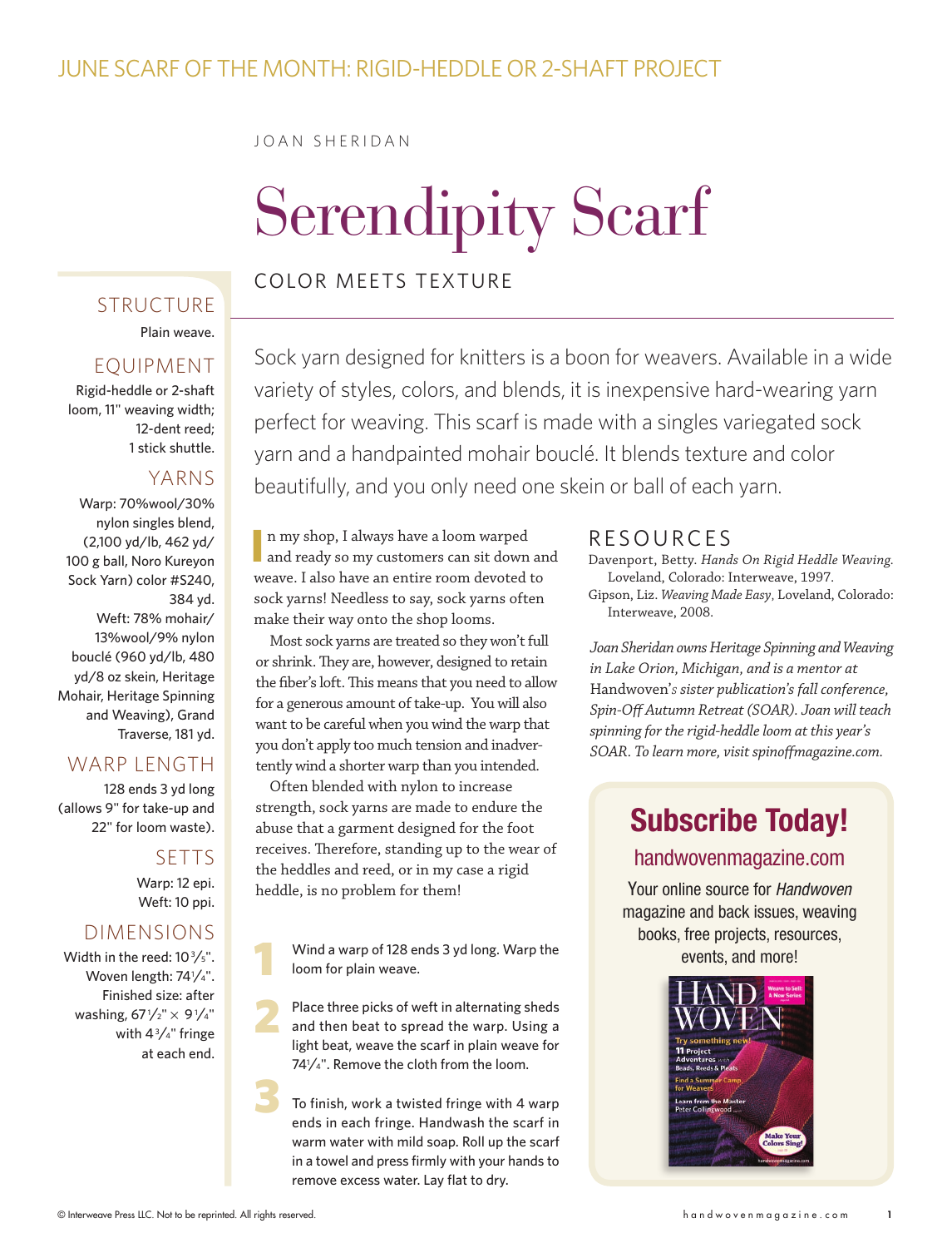JUNE SCARF OF THE MONTH: RIGID-HEDDLE OR 2-SHAFT PROJECT

JOAN SHERIDAN

# Serendipity Scarf

## COLOR MEETS TEXTURE

Sock yarn designed for knitters is a boon for weavers. Available in a wide variety of styles, colors, and blends, it is inexpensive hard-wearing yarn perfect for weaving. This scarf is made with a singles variegated sock yarn and a handpainted mohair bouclé. It blends texture and color beautifully, and you only need one skein or ball of each yarn.

### STRUCTURE

Plain weave.

### EQUIPMENT

Rigid-heddle or 2-shaft loom, 11" weaving width; 12-dent reed; 1 stick shuttle.

### YARNS

Warp: 70%wool/30% nylon singles blend, (2,100 yd/lb, 462 yd/ 100 g ball, Noro Kureyon Sock Yarn) color #S240, 384 yd.

Weft: 78% mohair/ 13%wool/9% nylon bouclé (960 yd/lb, 480 yd/8 oz skein, Heritage Mohair, Heritage Spinning and Weaving), Grand Traverse, 181 yd.

### WARP LENGTH

128 ends 3 yd long (allows 9" for take-up and 22" for loom waste).

### SETTS

Warp: 12 epi.
Weft: 10 ppi.

### DIMENSIONS

Width in the reed: 10⅗".
Woven length: 74¼".
Finished size: after washing, 67½" × 9¼" with 4¾" fringe at each end.

In my shop, I always have a loom warped and ready so my customers can sit down and weave. I also have an entire room devoted to sock yarns! Needless to say, sock yarns often make their way onto the shop looms.

Most sock yarns are treated so they won't full or shrink. They are, however, designed to retain the fiber's loft. This means that you need to allow for a generous amount of take-up. You will also want to be careful when you wind the warp that you don't apply too much tension and inadvertently wind a shorter warp than you intended.

Often blended with nylon to increase strength, sock yarns are made to endure the abuse that a garment designed for the foot receives. Therefore, standing up to the wear of the heddles and reed, or in my case a rigid heddle, is no problem for them!

1. Wind a warp of 128 ends 3 yd long. Warp the loom for plain weave.
2. Place three picks of weft in alternating sheds and then beat to spread the warp. Using a light beat, weave the scarf in plain weave for 74¼". Remove the cloth from the loom.
3. To finish, work a twisted fringe with 4 warp ends in each fringe. Handwash the scarf in warm water with mild soap. Roll up the scarf in a towel and press firmly with your hands to remove excess water. Lay flat to dry.

### RESOURCES

Davenport, Betty. *Hands On Rigid Heddle Weaving.* Loveland, Colorado: Interweave, 1997.

Gipson, Liz. *Weaving Made Easy*, Loveland, Colorado: Interweave, 2008.

*Joan Sheridan owns Heritage Spinning and Weaving in Lake Orion, Michigan, and is a mentor at* Handwoven*'s sister publication's fall conference, Spin-Off Autumn Retreat (SOAR). Joan will teach spinning for the rigid-heddle loom at this year's SOAR. To learn more, visit spinoffmagazine.com.*

**Subscribe Today!**

handwovenmagazine.com

Your online source for *Handwoven* magazine and back issues, weaving books, free projects, resources, events, and more!

© Interweave Press LLC. Not to be reprinted. All rights reserved.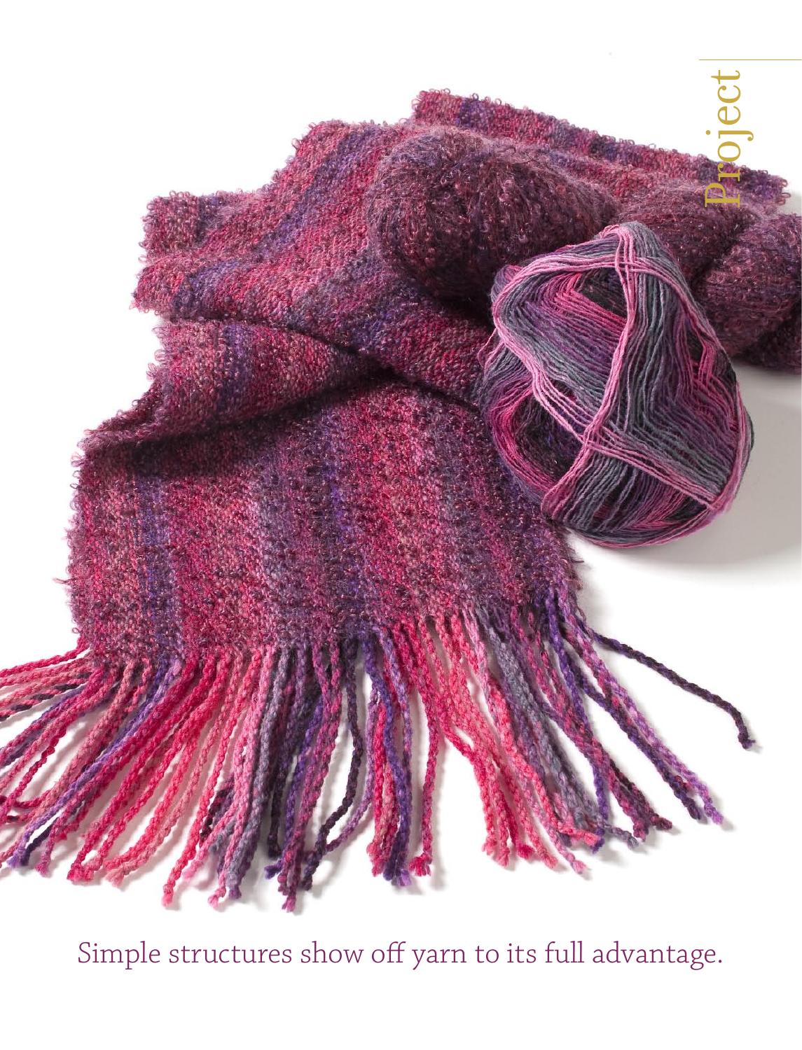Project

Simple structures show off yarn to its full advantage.